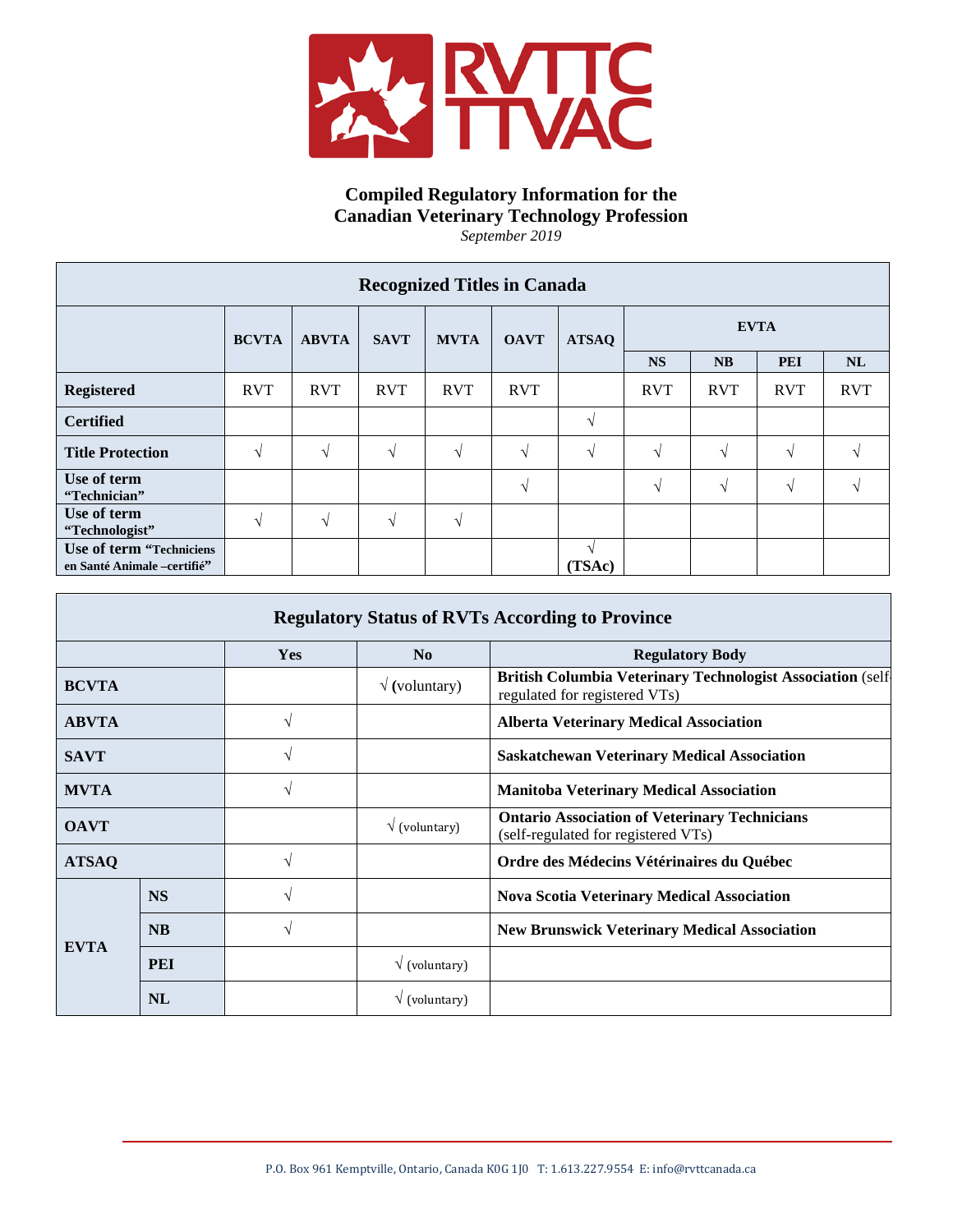# Compiled Regulatory Information for the Canadian Veterinary Technology Profession

*September 2019*

| Recognized Titles in Canada | | | | | | | | | | |
|---|---|---|---|---|---|---|---|---|---|---|
| | **BCVTA** | **ABVTA** | **SAVT** | **MVTA** | **OAVT** | **ATSAQ** | **EVTA** | | | |
| | | | | | | | **NS** | **NB** | **PEI** | **NL** |
| **Registered** | RVT | RVT | RVT | RVT | RVT | | RVT | RVT | RVT | RVT |
| **Certified** | | | | | | √ | | | | |
| **Title Protection** | √ | √ | √ | √ | √ | √ | √ | √ | √ | √ |
| **Use of term "Technician"** | | | | | √ | | √ | √ | √ | √ |
| **Use of term "Technologist"** | √ | √ | √ | √ | | | | | | |
| **Use of term "Techniciens en Santé Animale –certifié"** | | | | | | √ (TSAc) | | | | |

| Regulatory Status of RVTs According to Province | | | | |
|---|---|---|---|---|
| | | **Yes** | **No** | **Regulatory Body** |
| **BCVTA** | | | √ (voluntary) | **British Columbia Veterinary Technologist Association** (self-regulated for registered VTs) |
| **ABVTA** | | √ | | **Alberta Veterinary Medical Association** |
| **SAVT** | | √ | | **Saskatchewan Veterinary Medical Association** |
| **MVTA** | | √ | | **Manitoba Veterinary Medical Association** |
| **OAVT** | | | √ (voluntary) | **Ontario Association of Veterinary Technicians** (self-regulated for registered VTs) |
| **ATSAQ** | | √ | | **Ordre des Médecins Vétérinaires du Québec** |
| **EVTA** | **NS** | √ | | **Nova Scotia Veterinary Medical Association** |
| | **NB** | √ | | **New Brunswick Veterinary Medical Association** |
| | **PEI** | | √ (voluntary) | |
| | **NL** | | √ (voluntary) | |

P.O. Box 961 Kemptville, Ontario, Canada K0G 1J0 T: 1.613.227.9554 E: info@rvttcanada.ca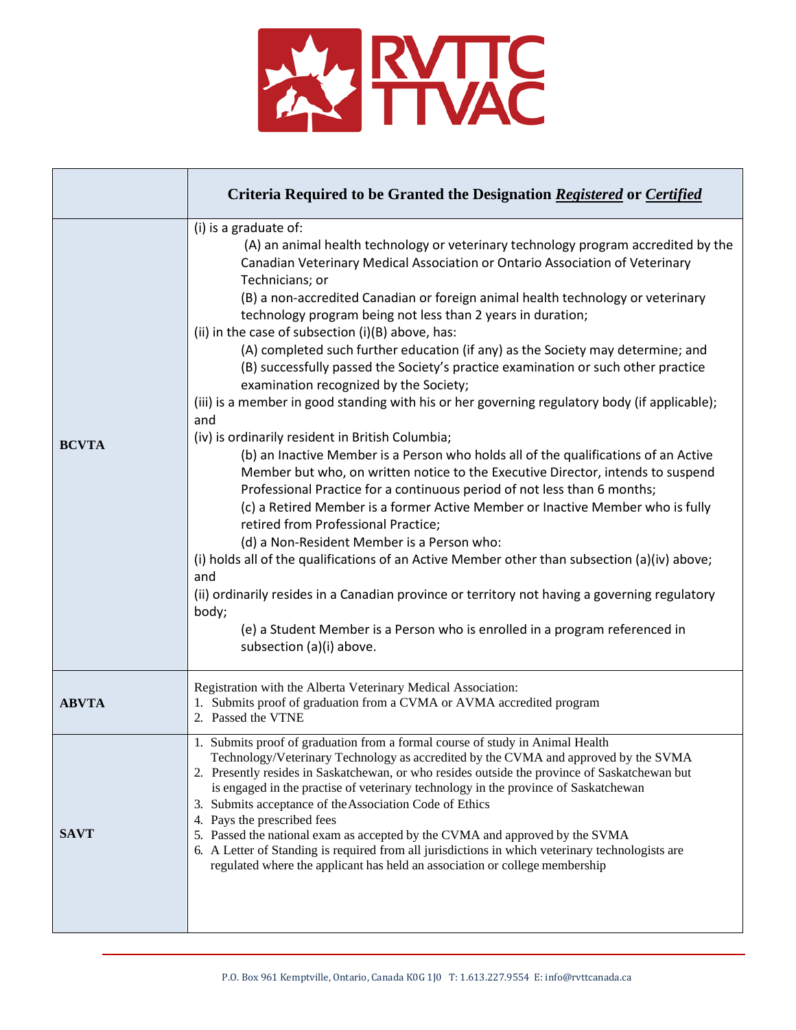| | Criteria Required to be Granted the Designation ***Registered*** or ***Certified*** |
|---|---|
| **BCVTA** | (i) is a graduate of:<br>(A) an animal health technology or veterinary technology program accredited by the Canadian Veterinary Medical Association or Ontario Association of Veterinary Technicians; or<br>(B) a non-accredited Canadian or foreign animal health technology or veterinary technology program being not less than 2 years in duration;<br>(ii) in the case of subsection (i)(B) above, has:<br>(A) completed such further education (if any) as the Society may determine; and<br>(B) successfully passed the Society's practice examination or such other practice examination recognized by the Society;<br>(iii) is a member in good standing with his or her governing regulatory body (if applicable); and<br>(iv) is ordinarily resident in British Columbia;<br>(b) an Inactive Member is a Person who holds all of the qualifications of an Active Member but who, on written notice to the Executive Director, intends to suspend Professional Practice for a continuous period of not less than 6 months;<br>(c) a Retired Member is a former Active Member or Inactive Member who is fully retired from Professional Practice;<br>(d) a Non-Resident Member is a Person who:<br>(i) holds all of the qualifications of an Active Member other than subsection (a)(iv) above; and<br>(ii) ordinarily resides in a Canadian province or territory not having a governing regulatory body;<br>(e) a Student Member is a Person who is enrolled in a program referenced in subsection (a)(i) above. |
| **ABVTA** | Registration with the Alberta Veterinary Medical Association:<br>1. Submits proof of graduation from a CVMA or AVMA accredited program<br>2. Passed the VTNE |
| **SAVT** | 1. Submits proof of graduation from a formal course of study in Animal Health Technology/Veterinary Technology as accredited by the CVMA and approved by the SVMA<br>2. Presently resides in Saskatchewan, or who resides outside the province of Saskatchewan but is engaged in the practise of veterinary technology in the province of Saskatchewan<br>3. Submits acceptance of the Association Code of Ethics<br>4. Pays the prescribed fees<br>5. Passed the national exam as accepted by the CVMA and approved by the SVMA<br>6. A Letter of Standing is required from all jurisdictions in which veterinary technologists are regulated where the applicant has held an association or college membership |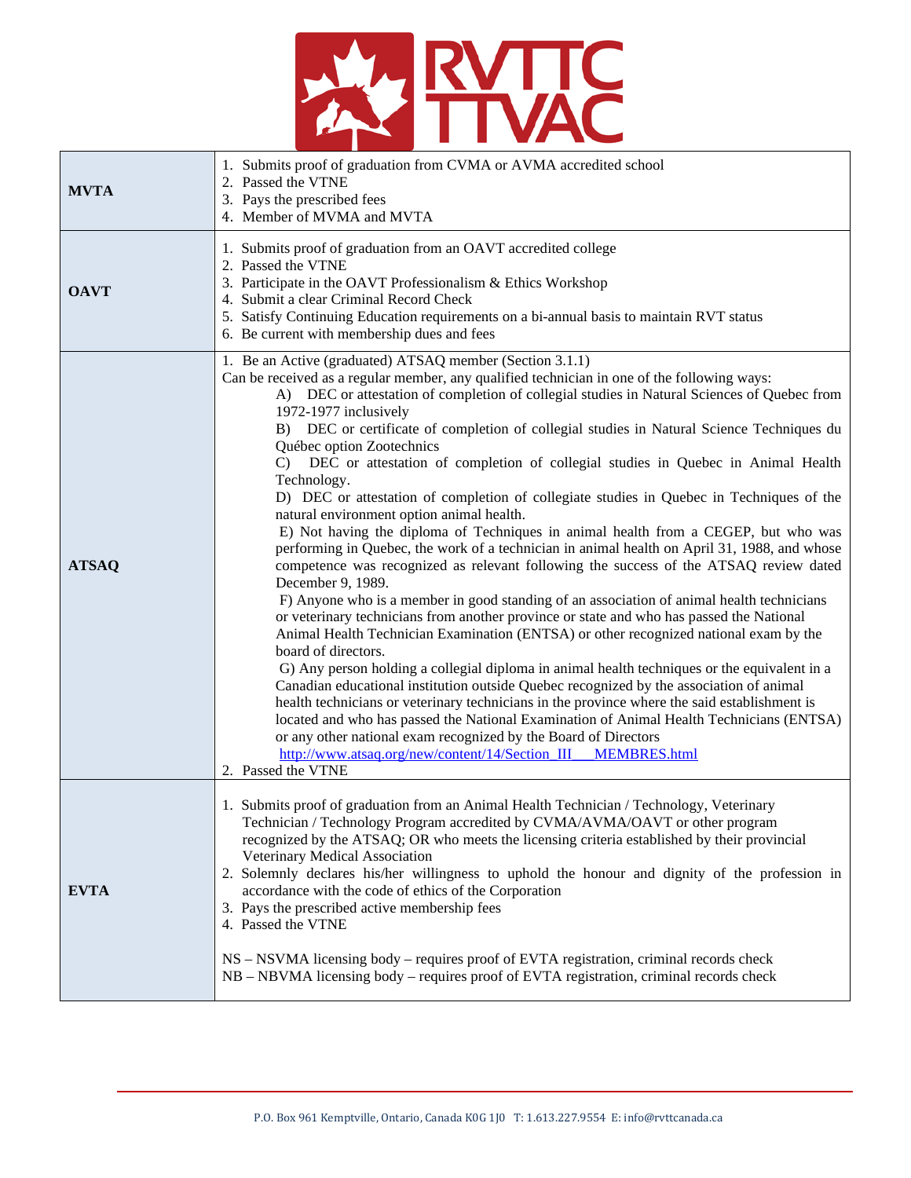| | |
|---|---|
| **MVTA** | 1. Submits proof of graduation from CVMA or AVMA accredited school<br>2. Passed the VTNE<br>3. Pays the prescribed fees<br>4. Member of MVMA and MVTA |
| **OAVT** | 1. Submits proof of graduation from an OAVT accredited college<br>2. Passed the VTNE<br>3. Participate in the OAVT Professionalism & Ethics Workshop<br>4. Submit a clear Criminal Record Check<br>5. Satisfy Continuing Education requirements on a bi-annual basis to maintain RVT status<br>6. Be current with membership dues and fees |
| **ATSAQ** | 1. Be an Active (graduated) ATSAQ member (Section 3.1.1)<br>Can be received as a regular member, any qualified technician in one of the following ways:<br>A) DEC or attestation of completion of collegial studies in Natural Sciences of Quebec from 1972-1977 inclusively<br>B) DEC or certificate of completion of collegial studies in Natural Science Techniques du Québec option Zootechnics<br>C) DEC or attestation of completion of collegial studies in Quebec in Animal Health Technology.<br>D) DEC or attestation of completion of collegiate studies in Quebec in Techniques of the natural environment option animal health.<br>E) Not having the diploma of Techniques in animal health from a CEGEP, but who was performing in Quebec, the work of a technician in animal health on April 31, 1988, and whose competence was recognized as relevant following the success of the ATSAQ review dated December 9, 1989.<br>F) Anyone who is a member in good standing of an association of animal health technicians or veterinary technicians from another province or state and who has passed the National Animal Health Technician Examination (ENTSA) or other recognized national exam by the board of directors.<br>G) Any person holding a collegial diploma in animal health techniques or the equivalent in a Canadian educational institution outside Quebec recognized by the association of animal health technicians or veterinary technicians in the province where the said establishment is located and who has passed the National Examination of Animal Health Technicians (ENTSA) or any other national exam recognized by the Board of Directors<br>http://www.atsaq.org/new/content/14/Section_III___MEMBRES.html<br>2. Passed the VTNE |
| **EVTA** | 1. Submits proof of graduation from an Animal Health Technician / Technology, Veterinary Technician / Technology Program accredited by CVMA/AVMA/OAVT or other program recognized by the ATSAQ; OR who meets the licensing criteria established by their provincial Veterinary Medical Association<br>2. Solemnly declares his/her willingness to uphold the honour and dignity of the profession in accordance with the code of ethics of the Corporation<br>3. Pays the prescribed active membership fees<br>4. Passed the VTNE<br><br>NS – NSVMA licensing body – requires proof of EVTA registration, criminal records check<br>NB – NBVMA licensing body – requires proof of EVTA registration, criminal records check |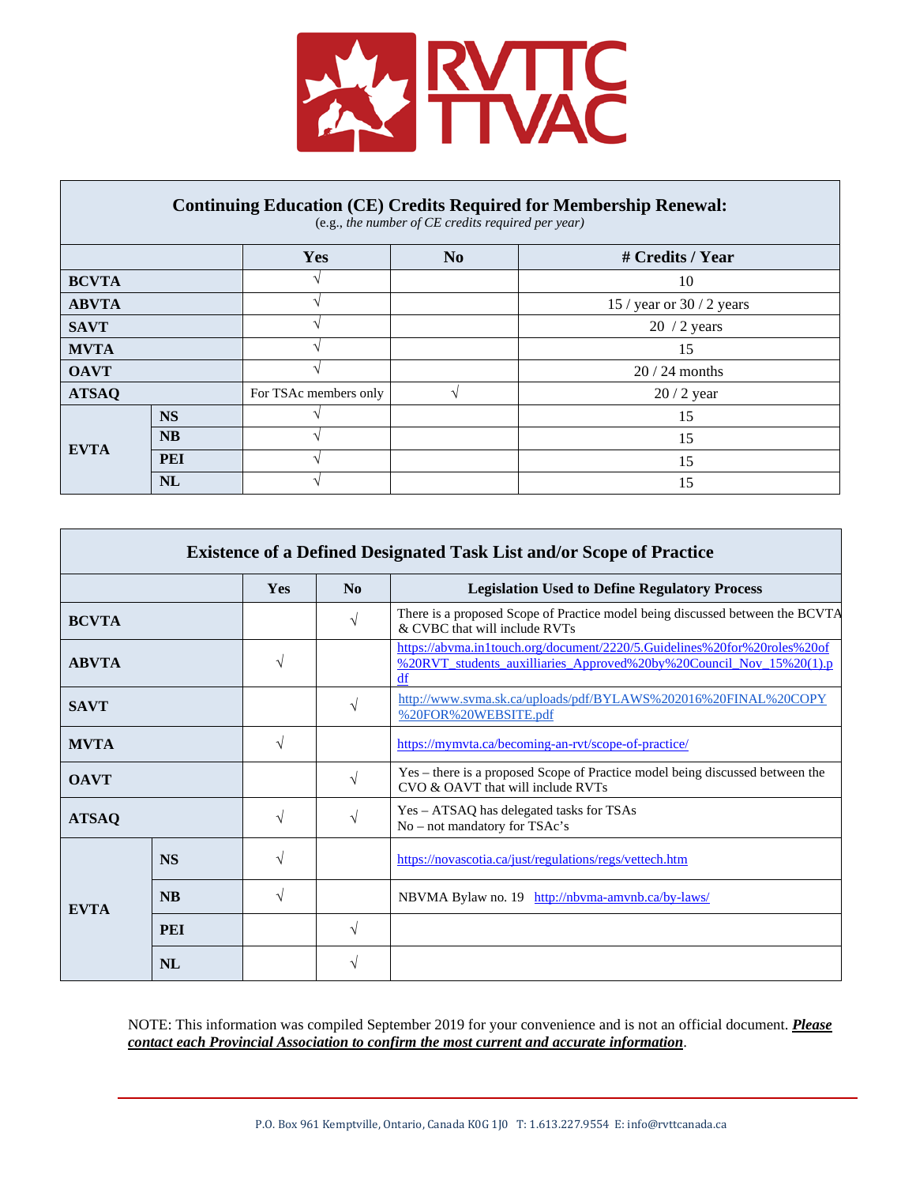| Continuing Education (CE) Credits Required for Membership Renewal: (e.g., *the number of CE credits required per year*) | | | | |
|---|---|---|---|---|
| | | **Yes** | **No** | **# Credits / Year** |
| **BCVTA** | | √ | | 10 |
| **ABVTA** | | √ | | 15 / year or 30 / 2 years |
| **SAVT** | | √ | | 20 / 2 years |
| **MVTA** | | √ | | 15 |
| **OAVT** | | √ | | 20 / 24 months |
| **ATSAQ** | | For TSAc members only | √ | 20 / 2 year |
| **EVTA** | **NS** | √ | | 15 |
| | **NB** | √ | | 15 |
| | **PEI** | √ | | 15 |
| | **NL** | √ | | 15 |

| Existence of a Defined Designated Task List and/or Scope of Practice | | | | |
|---|---|---|---|---|
| | | **Yes** | **No** | **Legislation Used to Define Regulatory Process** |
| **BCVTA** | | | √ | There is a proposed Scope of Practice model being discussed between the BCVTA & CVBC that will include RVTs |
| **ABVTA** | | √ | | https://abvma.in1touch.org/document/2220/5.Guidelines%20for%20roles%20of%20RVT_students_auxilliaries_Approved%20by%20Council_Nov_15%20(1).pdf |
| **SAVT** | | | √ | http://www.svma.sk.ca/uploads/pdf/BYLAWS%202016%20FINAL%20COPY%20FOR%20WEBSITE.pdf |
| **MVTA** | | √ | | https://mymvta.ca/becoming-an-rvt/scope-of-practice/ |
| **OAVT** | | | √ | Yes – there is a proposed Scope of Practice model being discussed between the CVO & OAVT that will include RVTs |
| **ATSAQ** | | √ | √ | Yes – ATSAQ has delegated tasks for TSAs<br>No – not mandatory for TSAc's |
| **EVTA** | **NS** | √ | | https://novascotia.ca/just/regulations/regs/vettech.htm |
| | **NB** | √ | | NBVMA Bylaw no. 19 http://nbvma-amvnb.ca/by-laws/ |
| | **PEI** | | √ | |
| | **NL** | | √ | |

NOTE: This information was compiled September 2019 for your convenience and is not an official document. ***Please contact each Provincial Association to confirm the most current and accurate information***.

P.O. Box 961 Kemptville, Ontario, Canada K0G 1J0 T: 1.613.227.9554 E: info@rvttcanada.ca